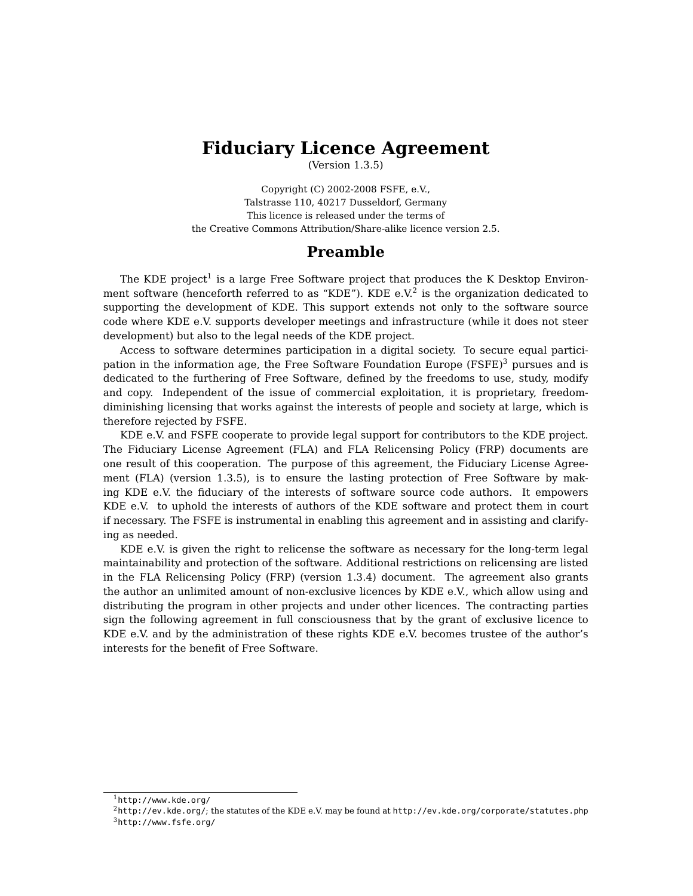# Fiduciary Licence Agreement

(Version 1.3.5)

Copyright (C) 2002-2008 FSFE, e.V.,
Talstrasse 110, 40217 Dusseldorf, Germany
This licence is released under the terms of
the Creative Commons Attribution/Share-alike licence version 2.5.

## Preamble

The KDE project[1] is a large Free Software project that produces the K Desktop Environment software (henceforth referred to as "KDE"). KDE e.V.[2] is the organization dedicated to supporting the development of KDE. This support extends not only to the software source code where KDE e.V. supports developer meetings and infrastructure (while it does not steer development) but also to the legal needs of the KDE project.

Access to software determines participation in a digital society. To secure equal participation in the information age, the Free Software Foundation Europe (FSFE)[3] pursues and is dedicated to the furthering of Free Software, defined by the freedoms to use, study, modify and copy. Independent of the issue of commercial exploitation, it is proprietary, freedom-diminishing licensing that works against the interests of people and society at large, which is therefore rejected by FSFE.

KDE e.V. and FSFE cooperate to provide legal support for contributors to the KDE project. The Fiduciary License Agreement (FLA) and FLA Relicensing Policy (FRP) documents are one result of this cooperation. The purpose of this agreement, the Fiduciary License Agreement (FLA) (version 1.3.5), is to ensure the lasting protection of Free Software by making KDE e.V. the fiduciary of the interests of software source code authors. It empowers KDE e.V. to uphold the interests of authors of the KDE software and protect them in court if necessary. The FSFE is instrumental in enabling this agreement and in assisting and clarifying as needed.

KDE e.V. is given the right to relicense the software as necessary for the long-term legal maintainability and protection of the software. Additional restrictions on relicensing are listed in the FLA Relicensing Policy (FRP) (version 1.3.4) document. The agreement also grants the author an unlimited amount of non-exclusive licences by KDE e.V., which allow using and distributing the program in other projects and under other licences. The contracting parties sign the following agreement in full consciousness that by the grant of exclusive licence to KDE e.V. and by the administration of these rights KDE e.V. becomes trustee of the author's interests for the benefit of Free Software.

---

[1] `http://www.kde.org/`

[2] `http://ev.kde.org/`; the statutes of the KDE e.V. may be found at `http://ev.kde.org/corporate/statutes.php`

[3] `http://www.fsfe.org/`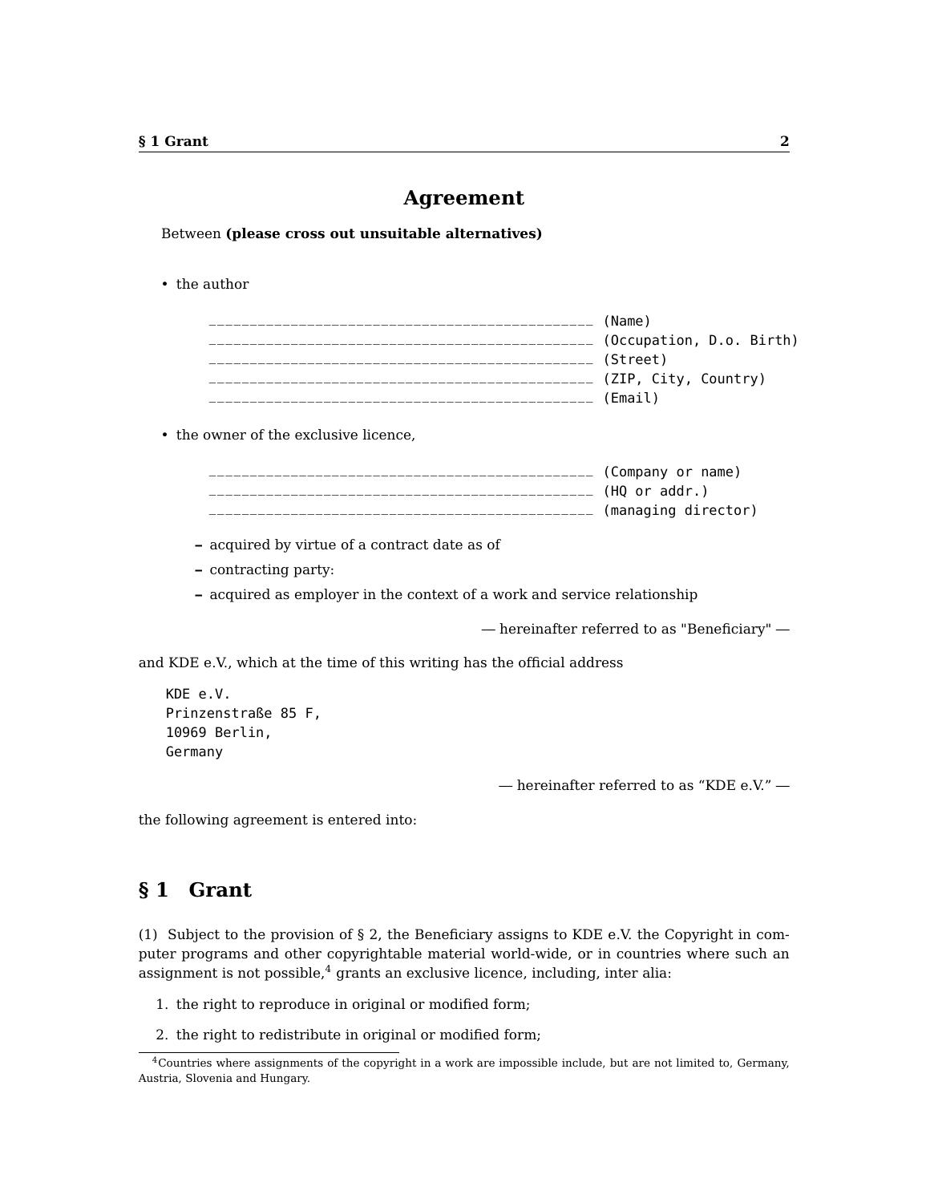# Agreement

Between **(please cross out unsuitable alternatives)**

- the author

```
_______________________________________________ (Name)
_______________________________________________ (Occupation, D.o. Birth)
_______________________________________________ (Street)
_______________________________________________ (ZIP, City, Country)
_______________________________________________ (Email)
```

- the owner of the exclusive licence,

```
_______________________________________________ (Company or name)
_______________________________________________ (HQ or addr.)
_______________________________________________ (managing director)
```

  - acquired by virtue of a contract date as of
  - contracting party:
  - acquired as employer in the context of a work and service relationship

— hereinafter referred to as "Beneficiary" —

and KDE e.V., which at the time of this writing has the official address

```
KDE e.V.
Prinzenstraße 85 F,
10969 Berlin,
Germany
```

— hereinafter referred to as "KDE e.V." —

the following agreement is entered into:

## § 1 Grant

(1) Subject to the provision of § 2, the Beneficiary assigns to KDE e.V. the Copyright in computer programs and other copyrightable material world-wide, or in countries where such an assignment is not possible,[4] grants an exclusive licence, including, inter alia:

1. the right to reproduce in original or modified form;
2. the right to redistribute in original or modified form;

[4] Countries where assignments of the copyright in a work are impossible include, but are not limited to, Germany, Austria, Slovenia and Hungary.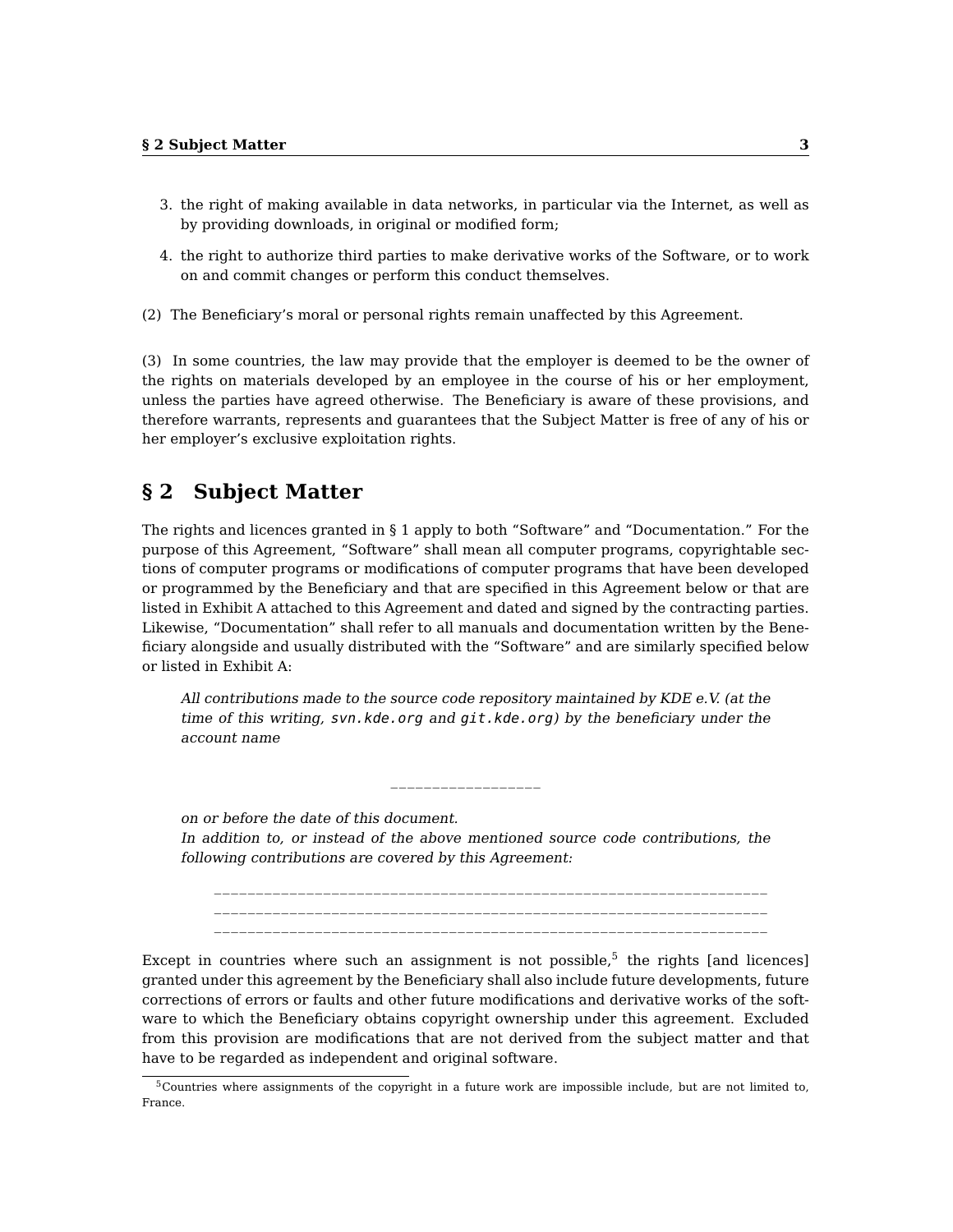3. the right of making available in data networks, in particular via the Internet, as well as by providing downloads, in original or modified form;
4. the right to authorize third parties to make derivative works of the Software, or to work on and commit changes or perform this conduct themselves.

(2) The Beneficiary's moral or personal rights remain unaffected by this Agreement.

(3) In some countries, the law may provide that the employer is deemed to be the owner of the rights on materials developed by an employee in the course of his or her employment, unless the parties have agreed otherwise. The Beneficiary is aware of these provisions, and therefore warrants, represents and guarantees that the Subject Matter is free of any of his or her employer's exclusive exploitation rights.

## § 2 Subject Matter

The rights and licences granted in § 1 apply to both "Software" and "Documentation." For the purpose of this Agreement, "Software" shall mean all computer programs, copyrightable sections of computer programs or modifications of computer programs that have been developed or programmed by the Beneficiary and that are specified in this Agreement below or that are listed in Exhibit A attached to this Agreement and dated and signed by the contracting parties. Likewise, "Documentation" shall refer to all manuals and documentation written by the Beneficiary alongside and usually distributed with the "Software" and are similarly specified below or listed in Exhibit A:

> *All contributions made to the source code repository maintained by KDE e.V. (at the time of this writing, `svn.kde.org` and `git.kde.org`) by the beneficiary under the account name*
>
> ____________________
>
> *on or before the date of this document.*
> *In addition to, or instead of the above mentioned source code contributions, the following contributions are covered by this Agreement:*
>
> ______________________________________________________________________
> ______________________________________________________________________
> ______________________________________________________________________

Except in countries where such an assignment is not possible,[5] the rights [and licences] granted under this agreement by the Beneficiary shall also include future developments, future corrections of errors or faults and other future modifications and derivative works of the software to which the Beneficiary obtains copyright ownership under this agreement. Excluded from this provision are modifications that are not derived from the subject matter and that have to be regarded as independent and original software.

[5] Countries where assignments of the copyright in a future work are impossible include, but are not limited to, France.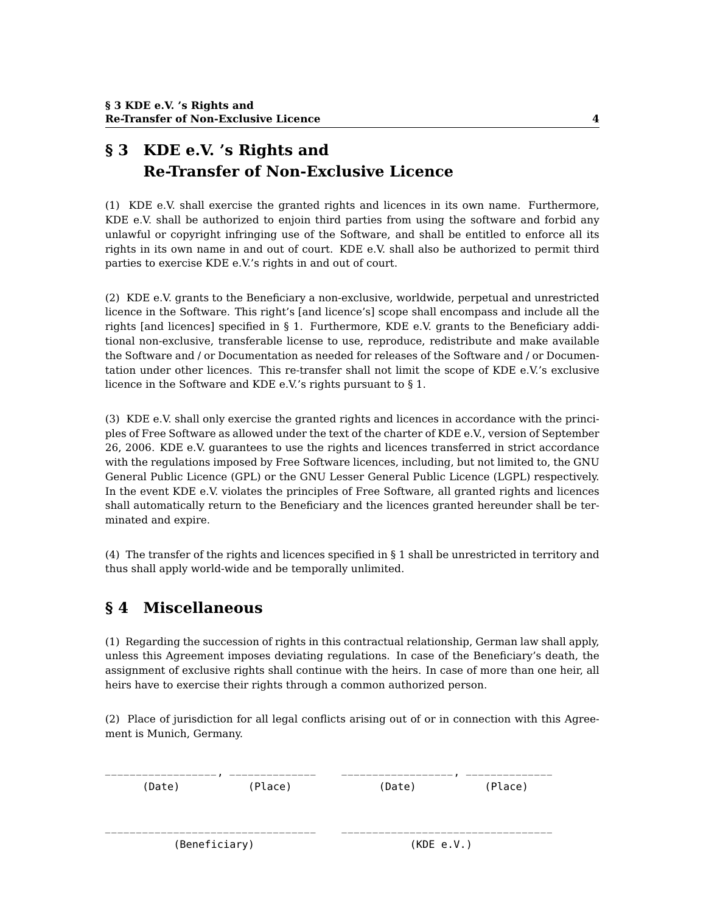## § 3 KDE e.V. ’s Rights and Re-Transfer of Non-Exclusive Licence

(1) KDE e.V. shall exercise the granted rights and licences in its own name. Furthermore, KDE e.V. shall be authorized to enjoin third parties from using the software and forbid any unlawful or copyright infringing use of the Software, and shall be entitled to enforce all its rights in its own name in and out of court. KDE e.V. shall also be authorized to permit third parties to exercise KDE e.V.’s rights in and out of court.

(2) KDE e.V. grants to the Beneficiary a non-exclusive, worldwide, perpetual and unrestricted licence in the Software. This right’s [and licence’s] scope shall encompass and include all the rights [and licences] specified in § 1. Furthermore, KDE e.V. grants to the Beneficiary additional non-exclusive, transferable license to use, reproduce, redistribute and make available the Software and / or Documentation as needed for releases of the Software and / or Documentation under other licences. This re-transfer shall not limit the scope of KDE e.V.’s exclusive licence in the Software and KDE e.V.’s rights pursuant to § 1.

(3) KDE e.V. shall only exercise the granted rights and licences in accordance with the principles of Free Software as allowed under the text of the charter of KDE e.V., version of September 26, 2006. KDE e.V. guarantees to use the rights and licences transferred in strict accordance with the regulations imposed by Free Software licences, including, but not limited to, the GNU General Public Licence (GPL) or the GNU Lesser General Public Licence (LGPL) respectively. In the event KDE e.V. violates the principles of Free Software, all granted rights and licences shall automatically return to the Beneficiary and the licences granted hereunder shall be terminated and expire.

(4) The transfer of the rights and licences specified in § 1 shall be unrestricted in territory and thus shall apply world-wide and be temporally unlimited.

## § 4 Miscellaneous

(1) Regarding the succession of rights in this contractual relationship, German law shall apply, unless this Agreement imposes deviating regulations. In case of the Beneficiary’s death, the assignment of exclusive rights shall continue with the heirs. In case of more than one heir, all heirs have to exercise their rights through a common authorized person.

(2) Place of jurisdiction for all legal conflicts arising out of or in connection with this Agreement is Munich, Germany.

```
__________________, ______________     __________________, ______________
      (Date)           (Place)               (Date)           (Place)


__________________________________     __________________________________
           (Beneficiary)                           (KDE e.V.)
```